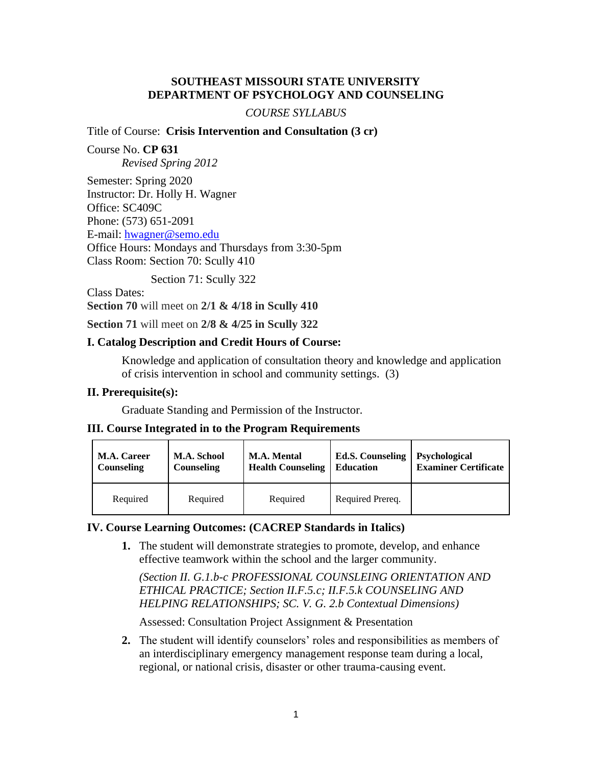## SOUTHEAST MISSOURI STATE UNIVERSITY
## DEPARTMENT OF PSYCHOLOGY AND COUNSELING

*COURSE SYLLABUS*

Title of Course: **Crisis Intervention and Consultation (3 cr)**

Course No. **CP 631**
*Revised Spring 2012*

Semester: Spring 2020
Instructor: Dr. Holly H. Wagner
Office: SC409C
Phone: (573) 651-2091
E-mail: [hwagner@semo.edu](mailto:hwagner@semo.edu)
Office Hours: Mondays and Thursdays from 3:30-5pm
Class Room: Section 70: Scully 410
Section 71: Scully 322

Class Dates:
**Section 70** will meet on **2/1 & 4/18 in Scully 410**

**Section 71** will meet on **2/8 & 4/25 in Scully 322**

### I. Catalog Description and Credit Hours of Course:

Knowledge and application of consultation theory and knowledge and application of crisis intervention in school and community settings. (3)

### II. Prerequisite(s):

Graduate Standing and Permission of the Instructor.

### III. Course Integrated in to the Program Requirements

| M.A. Career Counseling | M.A. School Counseling | M.A. Mental Health Counseling | Ed.S. Counseling Education | Psychological Examiner Certificate |
|---|---|---|---|---|
| Required | Required | Required | Required Prereq. | |

### IV. Course Learning Outcomes: (CACREP Standards in Italics)

1. The student will demonstrate strategies to promote, develop, and enhance effective teamwork within the school and the larger community.

   *(Section II. G.1.b-c PROFESSIONAL COUNSLEING ORIENTATION AND ETHICAL PRACTICE; Section II.F.5.c; II.F.5.k COUNSELING AND HELPING RELATIONSHIPS; SC. V. G. 2.b Contextual Dimensions)*

   Assessed: Consultation Project Assignment & Presentation

2. The student will identify counselors' roles and responsibilities as members of an interdisciplinary emergency management response team during a local, regional, or national crisis, disaster or other trauma-causing event.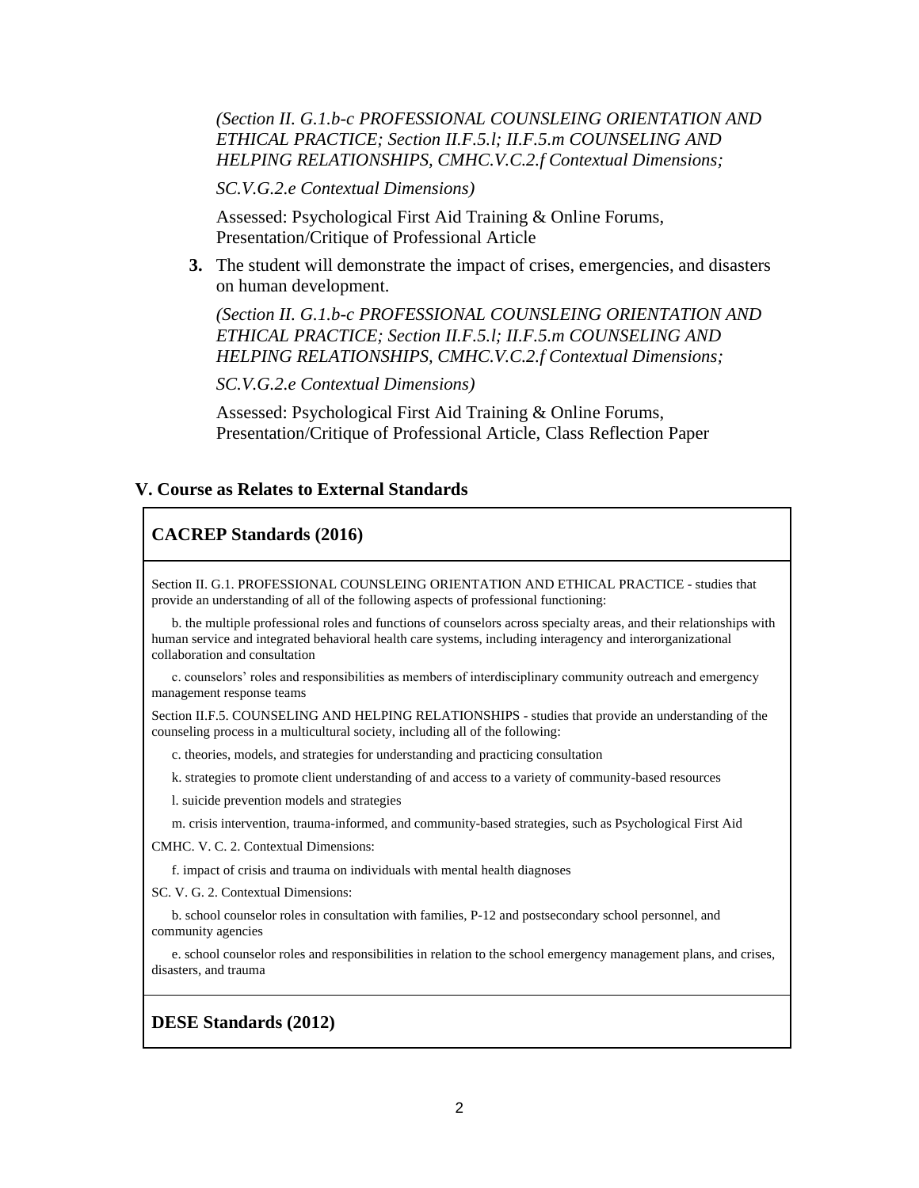*(Section II. G.1.b-c PROFESSIONAL COUNSLEING ORIENTATION AND ETHICAL PRACTICE; Section II.F.5.l; II.F.5.m COUNSELING AND HELPING RELATIONSHIPS, CMHC.V.C.2.f Contextual Dimensions;*

*SC.V.G.2.e Contextual Dimensions)*

Assessed: Psychological First Aid Training & Online Forums, Presentation/Critique of Professional Article

3. The student will demonstrate the impact of crises, emergencies, and disasters on human development.

   *(Section II. G.1.b-c PROFESSIONAL COUNSLEING ORIENTATION AND ETHICAL PRACTICE; Section II.F.5.l; II.F.5.m COUNSELING AND HELPING RELATIONSHIPS, CMHC.V.C.2.f Contextual Dimensions;*

   *SC.V.G.2.e Contextual Dimensions)*

   Assessed: Psychological First Aid Training & Online Forums, Presentation/Critique of Professional Article, Class Reflection Paper

### V. Course as Relates to External Standards

#### CACREP Standards (2016)

Section II. G.1. PROFESSIONAL COUNSLEING ORIENTATION AND ETHICAL PRACTICE - studies that provide an understanding of all of the following aspects of professional functioning:

b. the multiple professional roles and functions of counselors across specialty areas, and their relationships with human service and integrated behavioral health care systems, including interagency and interorganizational collaboration and consultation

c. counselors' roles and responsibilities as members of interdisciplinary community outreach and emergency management response teams

Section II.F.5. COUNSELING AND HELPING RELATIONSHIPS - studies that provide an understanding of the counseling process in a multicultural society, including all of the following:

c. theories, models, and strategies for understanding and practicing consultation

k. strategies to promote client understanding of and access to a variety of community-based resources

l. suicide prevention models and strategies

m. crisis intervention, trauma-informed, and community-based strategies, such as Psychological First Aid

CMHC. V. C. 2. Contextual Dimensions:

f. impact of crisis and trauma on individuals with mental health diagnoses

SC. V. G. 2. Contextual Dimensions:

b. school counselor roles in consultation with families, P-12 and postsecondary school personnel, and community agencies

e. school counselor roles and responsibilities in relation to the school emergency management plans, and crises, disasters, and trauma

#### DESE Standards (2012)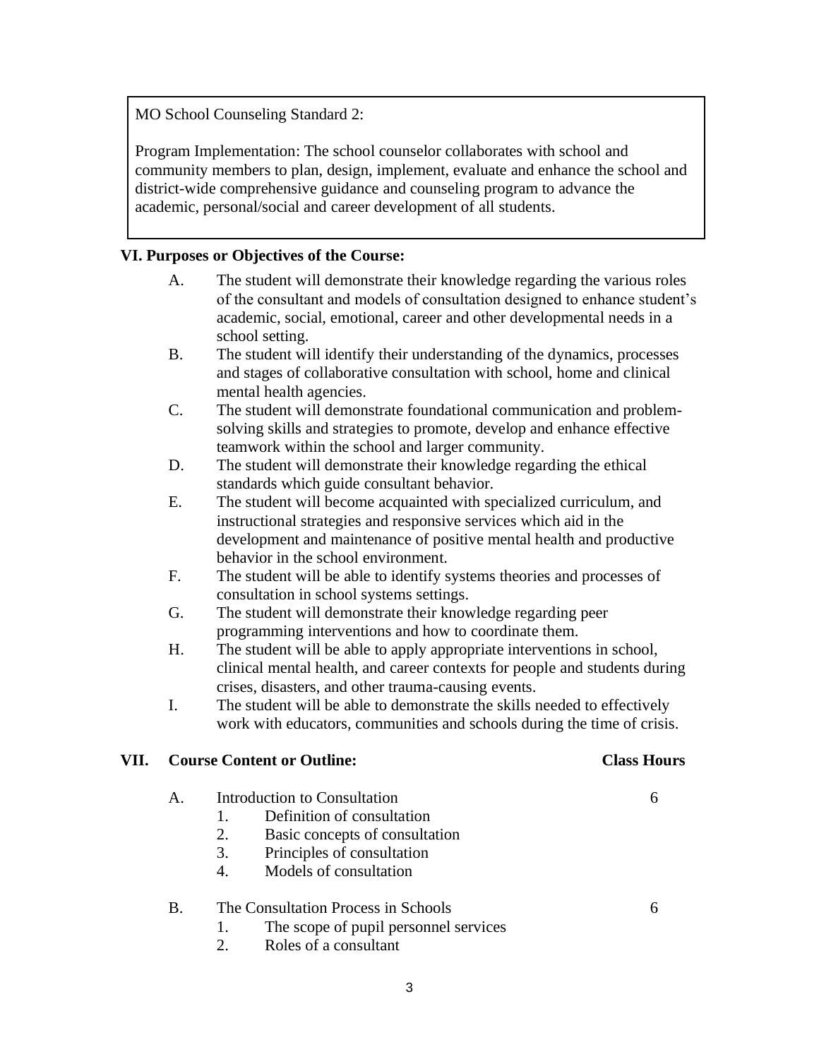MO School Counseling Standard 2:

Program Implementation: The school counselor collaborates with school and community members to plan, design, implement, evaluate and enhance the school and district-wide comprehensive guidance and counseling program to advance the academic, personal/social and career development of all students.

## VI. Purposes or Objectives of the Course:

A. The student will demonstrate their knowledge regarding the various roles of the consultant and models of consultation designed to enhance student's academic, social, emotional, career and other developmental needs in a school setting.

B. The student will identify their understanding of the dynamics, processes and stages of collaborative consultation with school, home and clinical mental health agencies.

C. The student will demonstrate foundational communication and problem-solving skills and strategies to promote, develop and enhance effective teamwork within the school and larger community.

D. The student will demonstrate their knowledge regarding the ethical standards which guide consultant behavior.

E. The student will become acquainted with specialized curriculum, and instructional strategies and responsive services which aid in the development and maintenance of positive mental health and productive behavior in the school environment.

F. The student will be able to identify systems theories and processes of consultation in school systems settings.

G. The student will demonstrate their knowledge regarding peer programming interventions and how to coordinate them.

H. The student will be able to apply appropriate interventions in school, clinical mental health, and career contexts for people and students during crises, disasters, and other trauma-causing events.

I. The student will be able to demonstrate the skills needed to effectively work with educators, communities and schools during the time of crisis.

## VII. Course Content or Outline:

| Course Content | Class Hours |
|---|---|
| A. Introduction to Consultation<br>1. Definition of consultation<br>2. Basic concepts of consultation<br>3. Principles of consultation<br>4. Models of consultation | 6 |
| B. The Consultation Process in Schools<br>1. The scope of pupil personnel services<br>2. Roles of a consultant | 6 |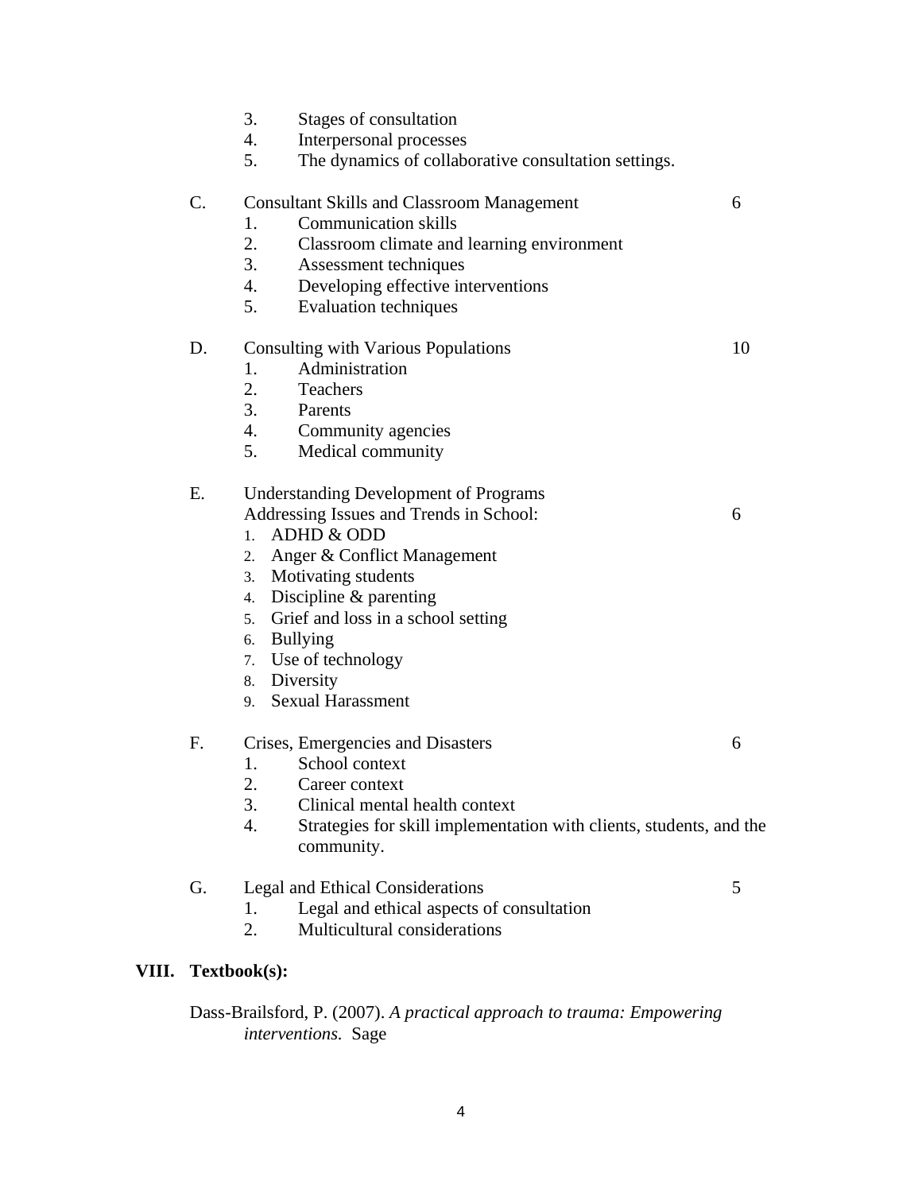3. Stages of consultation
4. Interpersonal processes
5. The dynamics of collaborative consultation settings.

C. Consultant Skills and Classroom Management — 6
1. Communication skills
2. Classroom climate and learning environment
3. Assessment techniques
4. Developing effective interventions
5. Evaluation techniques

D. Consulting with Various Populations — 10
1. Administration
2. Teachers
3. Parents
4. Community agencies
5. Medical community

E. Understanding Development of Programs Addressing Issues and Trends in School: — 6
1. ADHD & ODD
2. Anger & Conflict Management
3. Motivating students
4. Discipline & parenting
5. Grief and loss in a school setting
6. Bullying
7. Use of technology
8. Diversity
9. Sexual Harassment

F. Crises, Emergencies and Disasters — 6
1. School context
2. Career context
3. Clinical mental health context
4. Strategies for skill implementation with clients, students, and the community.

G. Legal and Ethical Considerations — 5
1. Legal and ethical aspects of consultation
2. Multicultural considerations

## VIII. Textbook(s):

Dass-Brailsford, P. (2007). *A practical approach to trauma: Empowering interventions.* Sage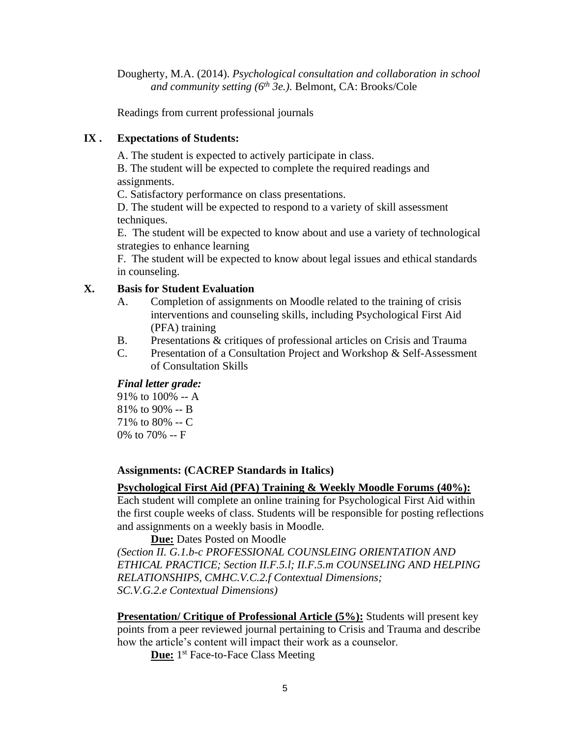Dougherty, M.A. (2014). *Psychological consultation and collaboration in school and community setting (6th 3e.)*. Belmont, CA: Brooks/Cole

Readings from current professional journals

## IX . Expectations of Students:

A. The student is expected to actively participate in class.

B. The student will be expected to complete the required readings and assignments.

C. Satisfactory performance on class presentations.

D. The student will be expected to respond to a variety of skill assessment techniques.

E. The student will be expected to know about and use a variety of technological strategies to enhance learning

F. The student will be expected to know about legal issues and ethical standards in counseling.

## X. Basis for Student Evaluation

A. Completion of assignments on Moodle related to the training of crisis interventions and counseling skills, including Psychological First Aid (PFA) training

B. Presentations & critiques of professional articles on Crisis and Trauma

C. Presentation of a Consultation Project and Workshop & Self-Assessment of Consultation Skills

***Final letter grade:***

91% to 100% -- A
81% to 90% -- B
71% to 80% -- C
0% to 70% -- F

**Assignments: (CACREP Standards in Italics)**

**Psychological First Aid (PFA) Training & Weekly Moodle Forums (40%):** Each student will complete an online training for Psychological First Aid within the first couple weeks of class. Students will be responsible for posting reflections and assignments on a weekly basis in Moodle.

**Due:** Dates Posted on Moodle

*(Section II. G.1.b-c PROFESSIONAL COUNSLEING ORIENTATION AND ETHICAL PRACTICE; Section II.F.5.l; II.F.5.m COUNSELING AND HELPING RELATIONSHIPS, CMHC.V.C.2.f Contextual Dimensions; SC.V.G.2.e Contextual Dimensions)*

**Presentation/ Critique of Professional Article (5%):** Students will present key points from a peer reviewed journal pertaining to Crisis and Trauma and describe how the article's content will impact their work as a counselor.

**Due:** 1st Face-to-Face Class Meeting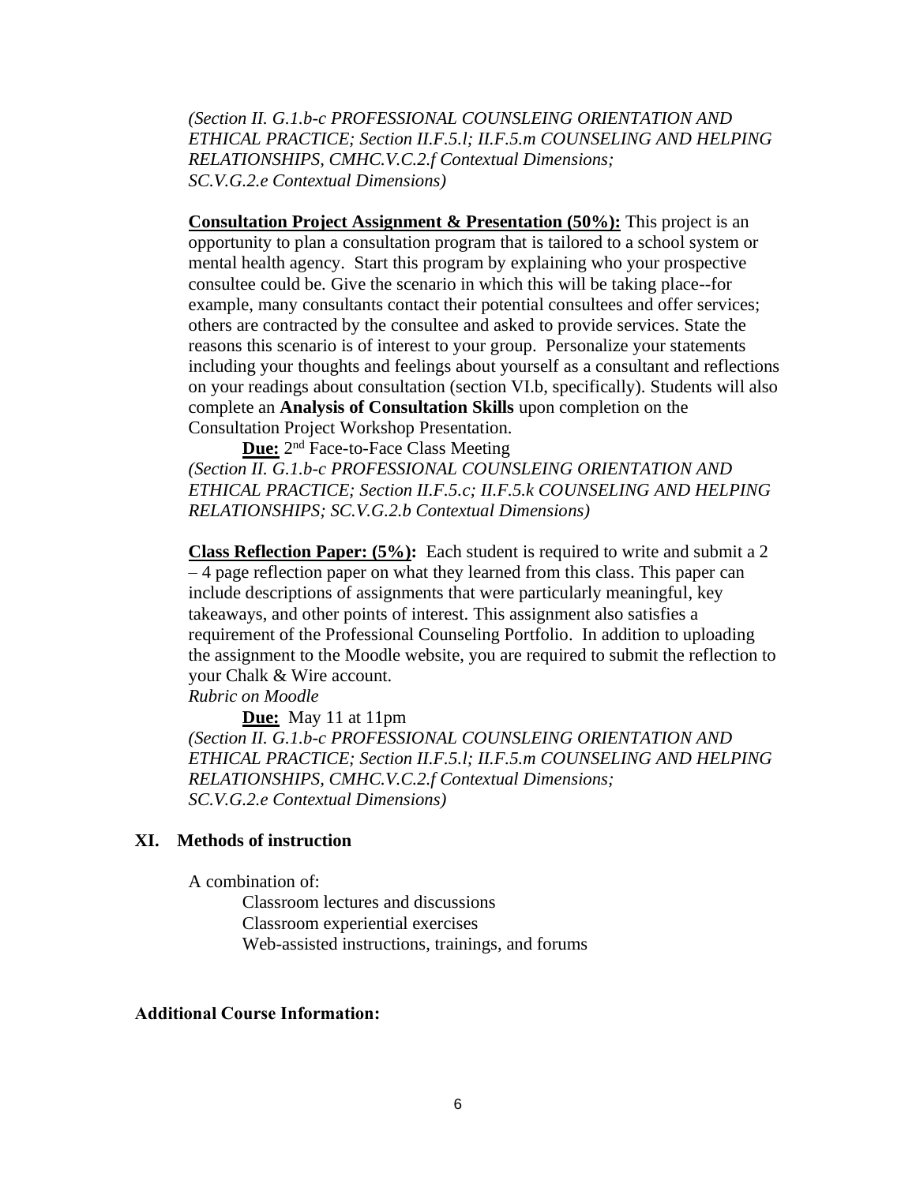*(Section II. G.1.b-c PROFESSIONAL COUNSLEING ORIENTATION AND ETHICAL PRACTICE; Section II.F.5.l; II.F.5.m COUNSELING AND HELPING RELATIONSHIPS, CMHC.V.C.2.f Contextual Dimensions; SC.V.G.2.e Contextual Dimensions)*

**Consultation Project Assignment & Presentation (50%):** This project is an opportunity to plan a consultation program that is tailored to a school system or mental health agency. Start this program by explaining who your prospective consultee could be. Give the scenario in which this will be taking place--for example, many consultants contact their potential consultees and offer services; others are contracted by the consultee and asked to provide services. State the reasons this scenario is of interest to your group. Personalize your statements including your thoughts and feelings about yourself as a consultant and reflections on your readings about consultation (section VI.b, specifically). Students will also complete an **Analysis of Consultation Skills** upon completion on the Consultation Project Workshop Presentation.

**Due:** 2nd Face-to-Face Class Meeting

*(Section II. G.1.b-c PROFESSIONAL COUNSLEING ORIENTATION AND ETHICAL PRACTICE; Section II.F.5.c; II.F.5.k COUNSELING AND HELPING RELATIONSHIPS; SC.V.G.2.b Contextual Dimensions)*

**Class Reflection Paper: (5%):** Each student is required to write and submit a 2 – 4 page reflection paper on what they learned from this class. This paper can include descriptions of assignments that were particularly meaningful, key takeaways, and other points of interest. This assignment also satisfies a requirement of the Professional Counseling Portfolio. In addition to uploading the assignment to the Moodle website, you are required to submit the reflection to your Chalk & Wire account.

*Rubric on Moodle*

**Due:** May 11 at 11pm

*(Section II. G.1.b-c PROFESSIONAL COUNSLEING ORIENTATION AND ETHICAL PRACTICE; Section II.F.5.l; II.F.5.m COUNSELING AND HELPING RELATIONSHIPS, CMHC.V.C.2.f Contextual Dimensions; SC.V.G.2.e Contextual Dimensions)*

## XI. Methods of instruction

A combination of:

- Classroom lectures and discussions
- Classroom experiential exercises
- Web-assisted instructions, trainings, and forums

**Additional Course Information:**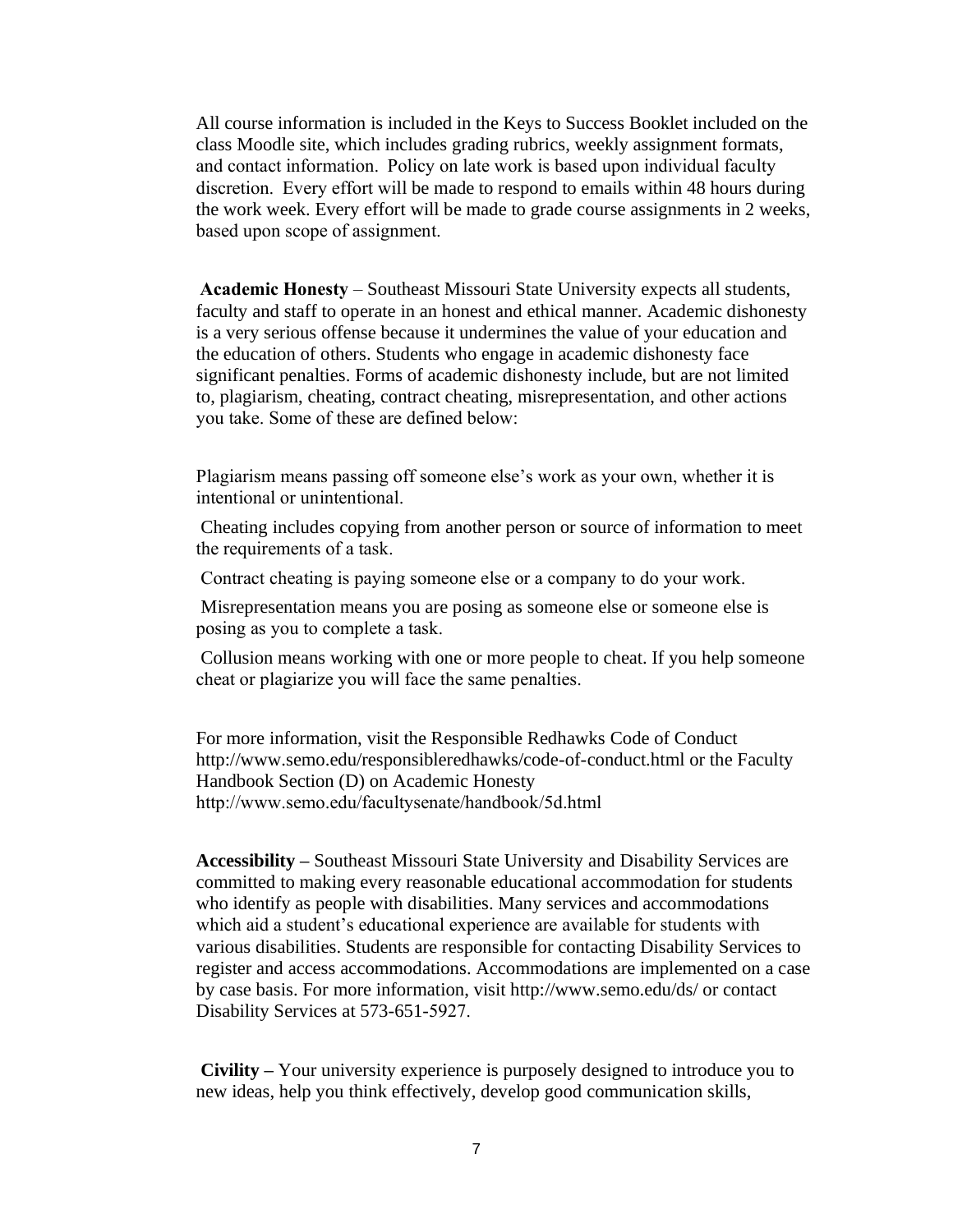All course information is included in the Keys to Success Booklet included on the class Moodle site, which includes grading rubrics, weekly assignment formats, and contact information. Policy on late work is based upon individual faculty discretion. Every effort will be made to respond to emails within 48 hours during the work week. Every effort will be made to grade course assignments in 2 weeks, based upon scope of assignment.

**Academic Honesty** – Southeast Missouri State University expects all students, faculty and staff to operate in an honest and ethical manner. Academic dishonesty is a very serious offense because it undermines the value of your education and the education of others. Students who engage in academic dishonesty face significant penalties. Forms of academic dishonesty include, but are not limited to, plagiarism, cheating, contract cheating, misrepresentation, and other actions you take. Some of these are defined below:

Plagiarism means passing off someone else's work as your own, whether it is intentional or unintentional.

Cheating includes copying from another person or source of information to meet the requirements of a task.

Contract cheating is paying someone else or a company to do your work.

Misrepresentation means you are posing as someone else or someone else is posing as you to complete a task.

Collusion means working with one or more people to cheat. If you help someone cheat or plagiarize you will face the same penalties.

For more information, visit the Responsible Redhawks Code of Conduct http://www.semo.edu/responsibleredhawks/code-of-conduct.html or the Faculty Handbook Section (D) on Academic Honesty http://www.semo.edu/facultysenate/handbook/5d.html

**Accessibility –** Southeast Missouri State University and Disability Services are committed to making every reasonable educational accommodation for students who identify as people with disabilities. Many services and accommodations which aid a student's educational experience are available for students with various disabilities. Students are responsible for contacting Disability Services to register and access accommodations. Accommodations are implemented on a case by case basis. For more information, visit http://www.semo.edu/ds/ or contact Disability Services at 573-651-5927.

**Civility –** Your university experience is purposely designed to introduce you to new ideas, help you think effectively, develop good communication skills,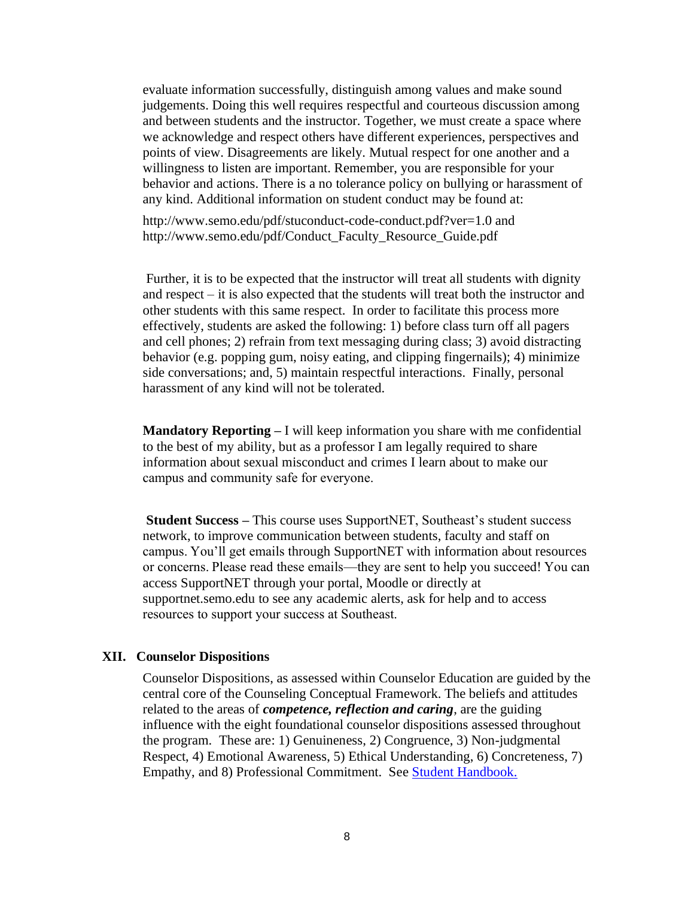evaluate information successfully, distinguish among values and make sound judgements. Doing this well requires respectful and courteous discussion among and between students and the instructor. Together, we must create a space where we acknowledge and respect others have different experiences, perspectives and points of view. Disagreements are likely. Mutual respect for one another and a willingness to listen are important. Remember, you are responsible for your behavior and actions. There is a no tolerance policy on bullying or harassment of any kind. Additional information on student conduct may be found at:

http://www.semo.edu/pdf/stuconduct-code-conduct.pdf?ver=1.0 and http://www.semo.edu/pdf/Conduct_Faculty_Resource_Guide.pdf

Further, it is to be expected that the instructor will treat all students with dignity and respect – it is also expected that the students will treat both the instructor and other students with this same respect. In order to facilitate this process more effectively, students are asked the following: 1) before class turn off all pagers and cell phones; 2) refrain from text messaging during class; 3) avoid distracting behavior (e.g. popping gum, noisy eating, and clipping fingernails); 4) minimize side conversations; and, 5) maintain respectful interactions. Finally, personal harassment of any kind will not be tolerated.

**Mandatory Reporting –** I will keep information you share with me confidential to the best of my ability, but as a professor I am legally required to share information about sexual misconduct and crimes I learn about to make our campus and community safe for everyone.

**Student Success –** This course uses SupportNET, Southeast's student success network, to improve communication between students, faculty and staff on campus. You'll get emails through SupportNET with information about resources or concerns. Please read these emails—they are sent to help you succeed! You can access SupportNET through your portal, Moodle or directly at supportnet.semo.edu to see any academic alerts, ask for help and to access resources to support your success at Southeast.

## XII. Counselor Dispositions

Counselor Dispositions, as assessed within Counselor Education are guided by the central core of the Counseling Conceptual Framework. The beliefs and attitudes related to the areas of ***competence, reflection and caring***, are the guiding influence with the eight foundational counselor dispositions assessed throughout the program. These are: 1) Genuineness, 2) Congruence, 3) Non-judgmental Respect, 4) Emotional Awareness, 5) Ethical Understanding, 6) Concreteness, 7) Empathy, and 8) Professional Commitment. See Student Handbook.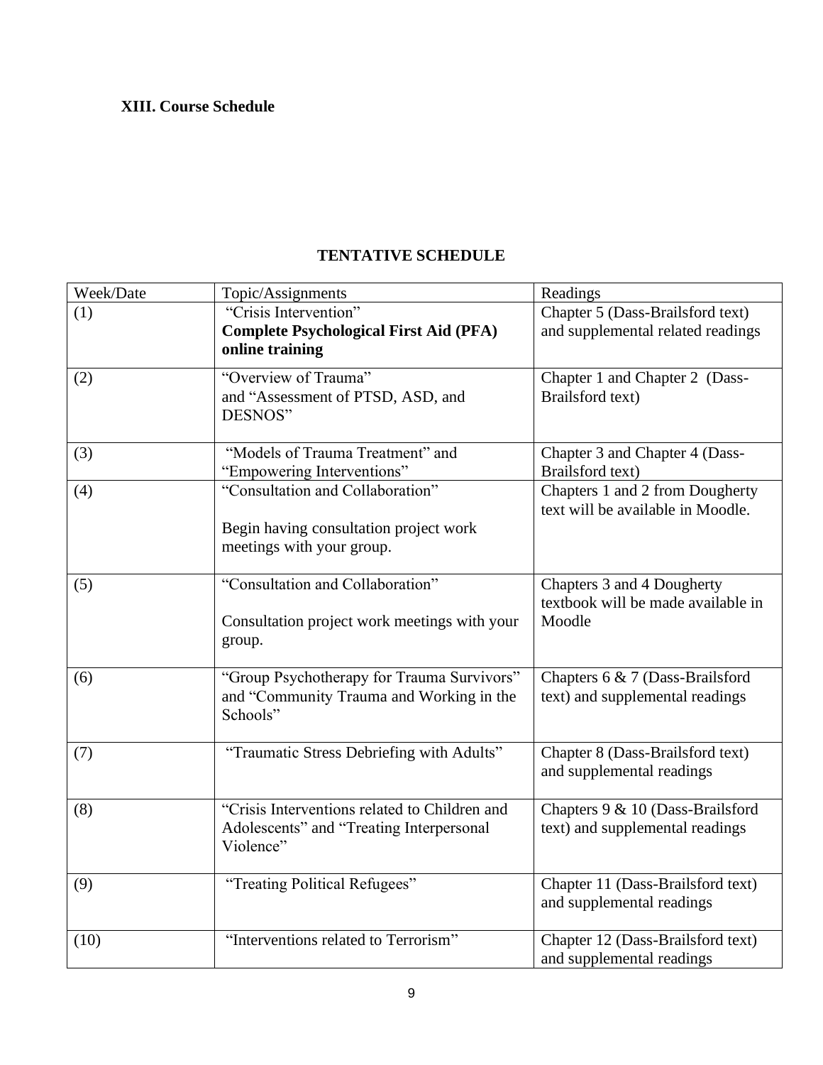**XIII. Course Schedule**

**TENTATIVE SCHEDULE**

| Week/Date | Topic/Assignments | Readings |
|---|---|---|
| (1) | "Crisis Intervention" **Complete Psychological First Aid (PFA) online training** | Chapter 5 (Dass-Brailsford text) and supplemental related readings |
| (2) | "Overview of Trauma" and "Assessment of PTSD, ASD, and DESNOS" | Chapter 1 and Chapter 2 (Dass-Brailsford text) |
| (3) | "Models of Trauma Treatment" and "Empowering Interventions" | Chapter 3 and Chapter 4 (Dass-Brailsford text) |
| (4) | "Consultation and Collaboration"<br><br>Begin having consultation project work meetings with your group. | Chapters 1 and 2 from Dougherty text will be available in Moodle. |
| (5) | "Consultation and Collaboration"<br><br>Consultation project work meetings with your group. | Chapters 3 and 4 Dougherty textbook will be made available in Moodle |
| (6) | "Group Psychotherapy for Trauma Survivors" and "Community Trauma and Working in the Schools" | Chapters 6 & 7 (Dass-Brailsford text) and supplemental readings |
| (7) | "Traumatic Stress Debriefing with Adults" | Chapter 8 (Dass-Brailsford text) and supplemental readings |
| (8) | "Crisis Interventions related to Children and Adolescents" and "Treating Interpersonal Violence" | Chapters 9 & 10 (Dass-Brailsford text) and supplemental readings |
| (9) | "Treating Political Refugees" | Chapter 11 (Dass-Brailsford text) and supplemental readings |
| (10) | "Interventions related to Terrorism" | Chapter 12 (Dass-Brailsford text) and supplemental readings |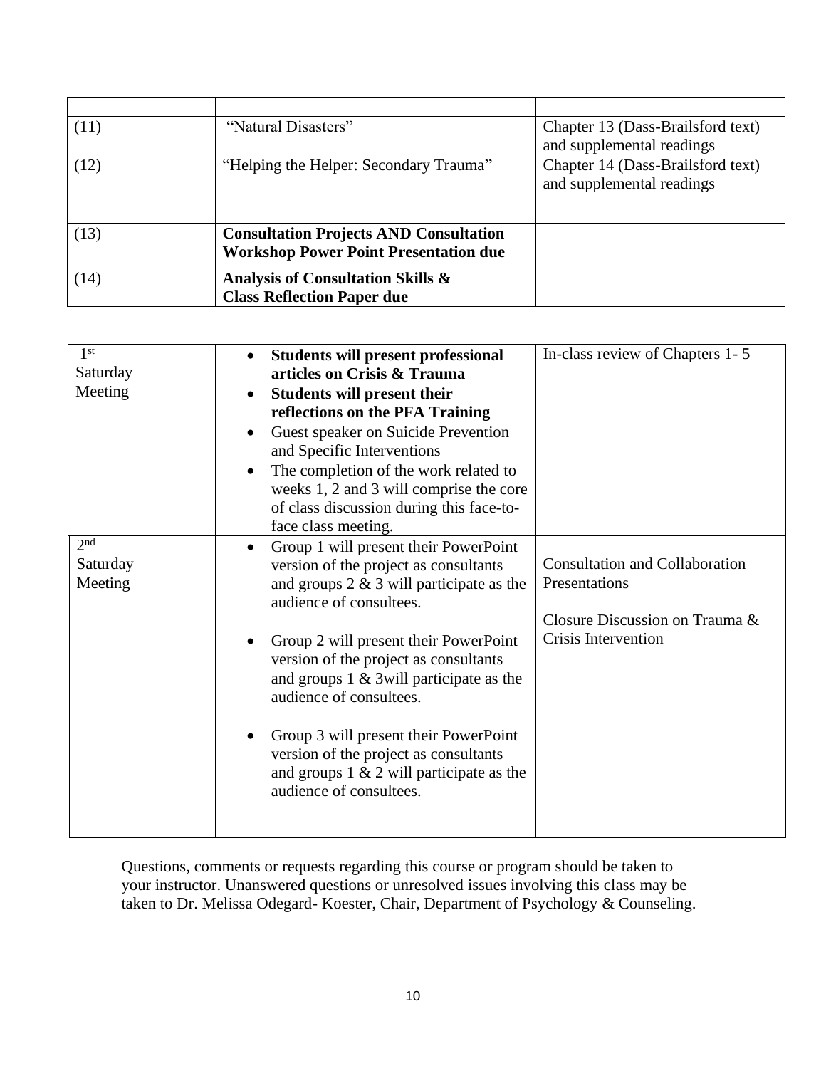| | | |
|---|---|---|
| | | |
| (11) | "Natural Disasters" | Chapter 13 (Dass-Brailsford text) and supplemental readings |
| (12) | "Helping the Helper: Secondary Trauma" | Chapter 14 (Dass-Brailsford text) and supplemental readings |
| (13) | **Consultation Projects AND Consultation Workshop Power Point Presentation due** | |
| (14) | **Analysis of Consultation Skills & Class Reflection Paper due** | |

| | | |
|---|---|---|
| 1st Saturday Meeting | • **Students will present professional articles on Crisis & Trauma**<br>• **Students will present their reflections on the PFA Training**<br>• Guest speaker on Suicide Prevention and Specific Interventions<br>• The completion of the work related to weeks 1, 2 and 3 will comprise the core of class discussion during this face-to-face class meeting. | In-class review of Chapters 1- 5 |
| 2nd Saturday Meeting | • Group 1 will present their PowerPoint version of the project as consultants and groups 2 & 3 will participate as the audience of consultees.<br><br>• Group 2 will present their PowerPoint version of the project as consultants and groups 1 & 3will participate as the audience of consultees.<br><br>• Group 3 will present their PowerPoint version of the project as consultants and groups 1 & 2 will participate as the audience of consultees. | Consultation and Collaboration Presentations<br><br>Closure Discussion on Trauma & Crisis Intervention |

Questions, comments or requests regarding this course or program should be taken to your instructor. Unanswered questions or unresolved issues involving this class may be taken to Dr. Melissa Odegard- Koester, Chair, Department of Psychology & Counseling.